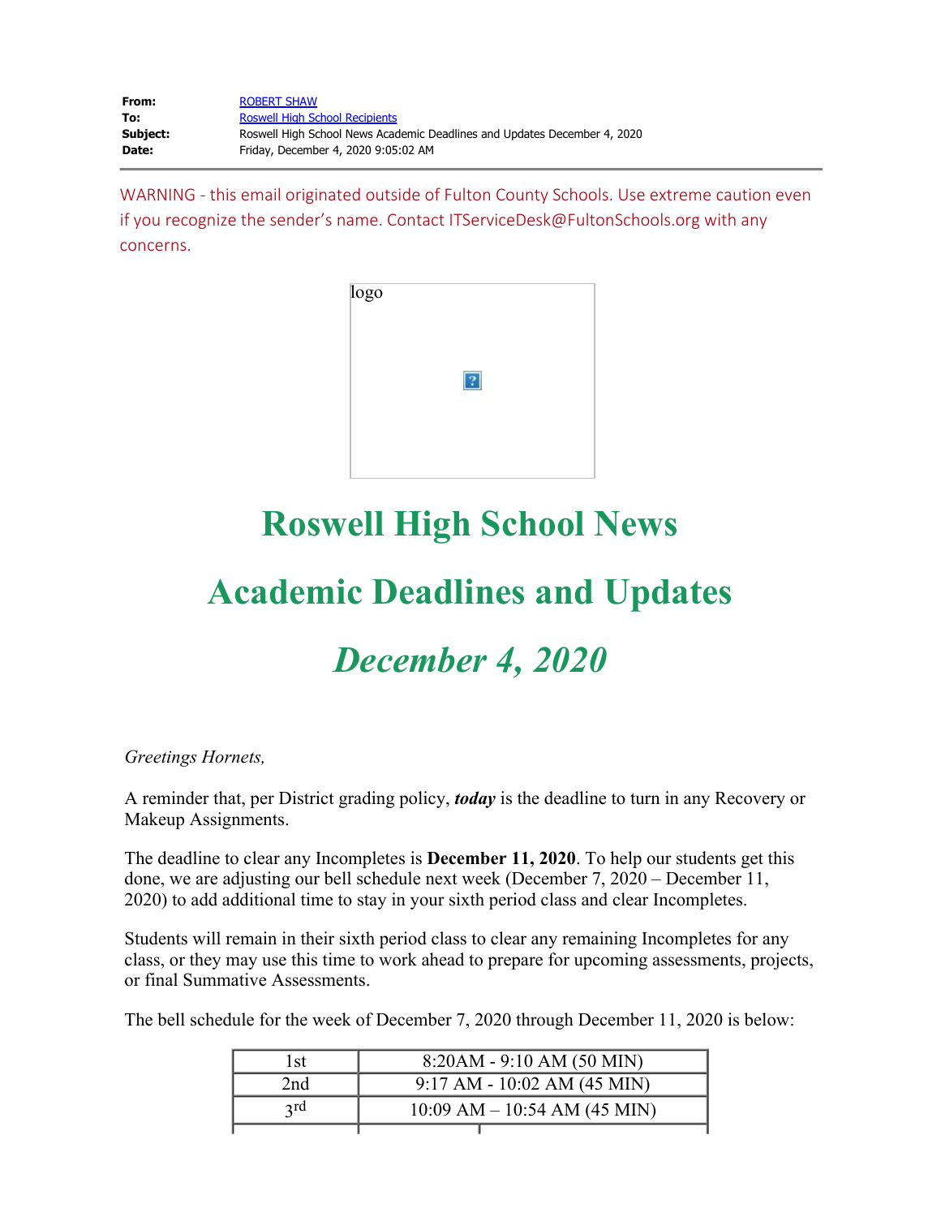**From:** ROBERT SHAW
**To:** Roswell High School Recipients
**Subject:** Roswell High School News Academic Deadlines and Updates December 4, 2020
**Date:** Friday, December 4, 2020 9:05:02 AM

---

WARNING - this email originated outside of Fulton County Schools. Use extreme caution even if you recognize the sender's name. Contact ITServiceDesk@FultonSchools.org with any concerns.

logo

# Roswell High School News

# Academic Deadlines and Updates

# *December 4, 2020*

*Greetings Hornets,*

A reminder that, per District grading policy, ***today*** is the deadline to turn in any Recovery or Makeup Assignments.

The deadline to clear any Incompletes is **December 11, 2020**. To help our students get this done, we are adjusting our bell schedule next week (December 7, 2020 – December 11, 2020) to add additional time to stay in your sixth period class and clear Incompletes.

Students will remain in their sixth period class to clear any remaining Incompletes for any class, or they may use this time to work ahead to prepare for upcoming assessments, projects, or final Summative Assessments.

The bell schedule for the week of December 7, 2020 through December 11, 2020 is below:

| | |
|---|---|
| 1st | 8:20AM - 9:10 AM (50 MIN) |
| 2nd | 9:17 AM - 10:02 AM (45 MIN) |
| 3rd | 10:09 AM – 10:54 AM (45 MIN) |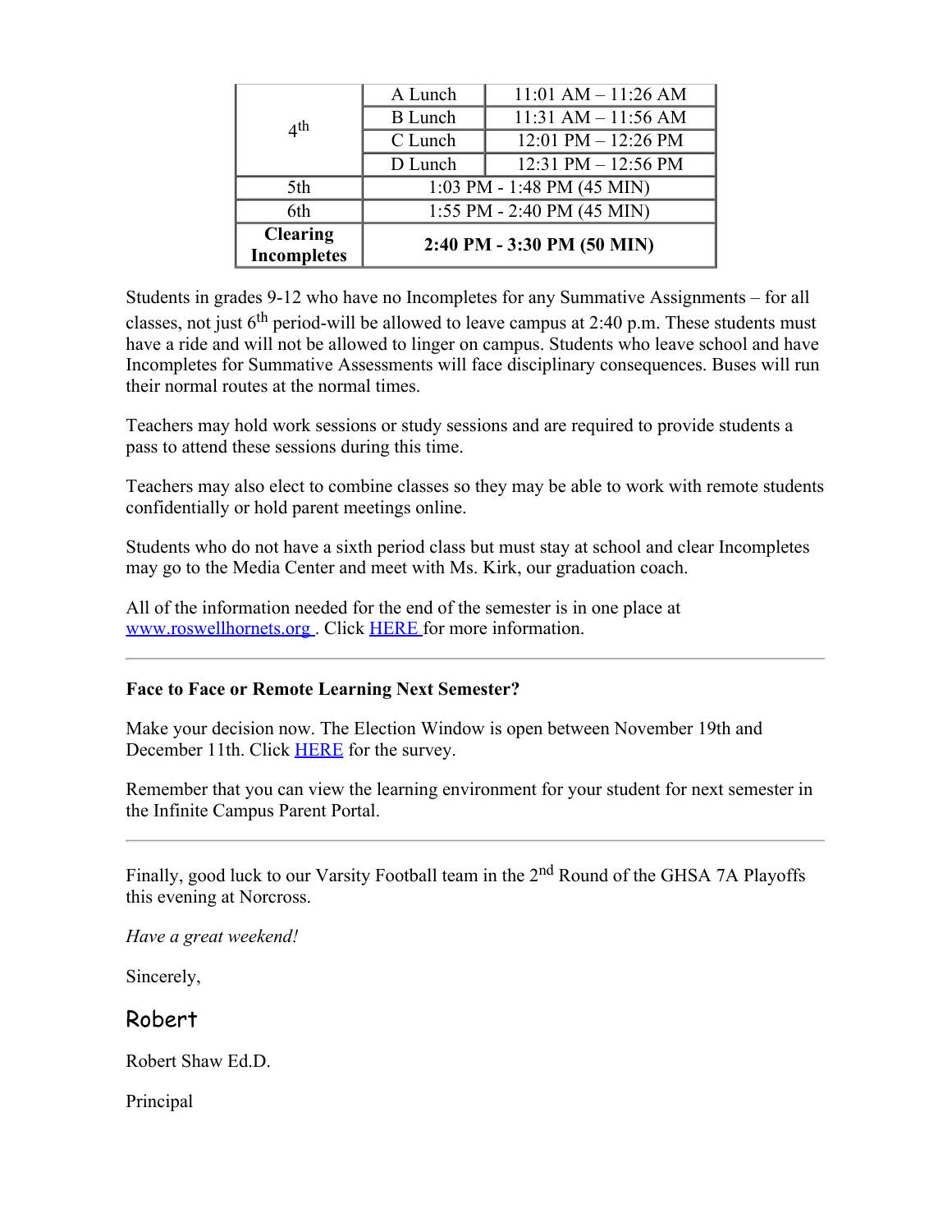| 4th | A Lunch | 11:01 AM – 11:26 AM |
|---|---|---|
| | B Lunch | 11:31 AM – 11:56 AM |
| | C Lunch | 12:01 PM – 12:26 PM |
| | D Lunch | 12:31 PM – 12:56 PM |
| 5th | 1:03 PM - 1:48 PM (45 MIN) | |
| 6th | 1:55 PM - 2:40 PM (45 MIN) | |
| **Clearing Incompletes** | **2:40 PM - 3:30 PM (50 MIN)** | |

Students in grades 9-12 who have no Incompletes for any Summative Assignments – for all classes, not just 6th period-will be allowed to leave campus at 2:40 p.m. These students must have a ride and will not be allowed to linger on campus. Students who leave school and have Incompletes for Summative Assessments will face disciplinary consequences. Buses will run their normal routes at the normal times.

Teachers may hold work sessions or study sessions and are required to provide students a pass to attend these sessions during this time.

Teachers may also elect to combine classes so they may be able to work with remote students confidentially or hold parent meetings online.

Students who do not have a sixth period class but must stay at school and clear Incompletes may go to the Media Center and meet with Ms. Kirk, our graduation coach.

All of the information needed for the end of the semester is in one place at www.roswellhornets.org . Click HERE for more information.

---

**Face to Face or Remote Learning Next Semester?**

Make your decision now. The Election Window is open between November 19th and December 11th. Click HERE for the survey.

Remember that you can view the learning environment for your student for next semester in the Infinite Campus Parent Portal.

---

Finally, good luck to our Varsity Football team in the 2nd Round of the GHSA 7A Playoffs this evening at Norcross.

*Have a great weekend!*

Sincerely,

Robert

Robert Shaw Ed.D.

Principal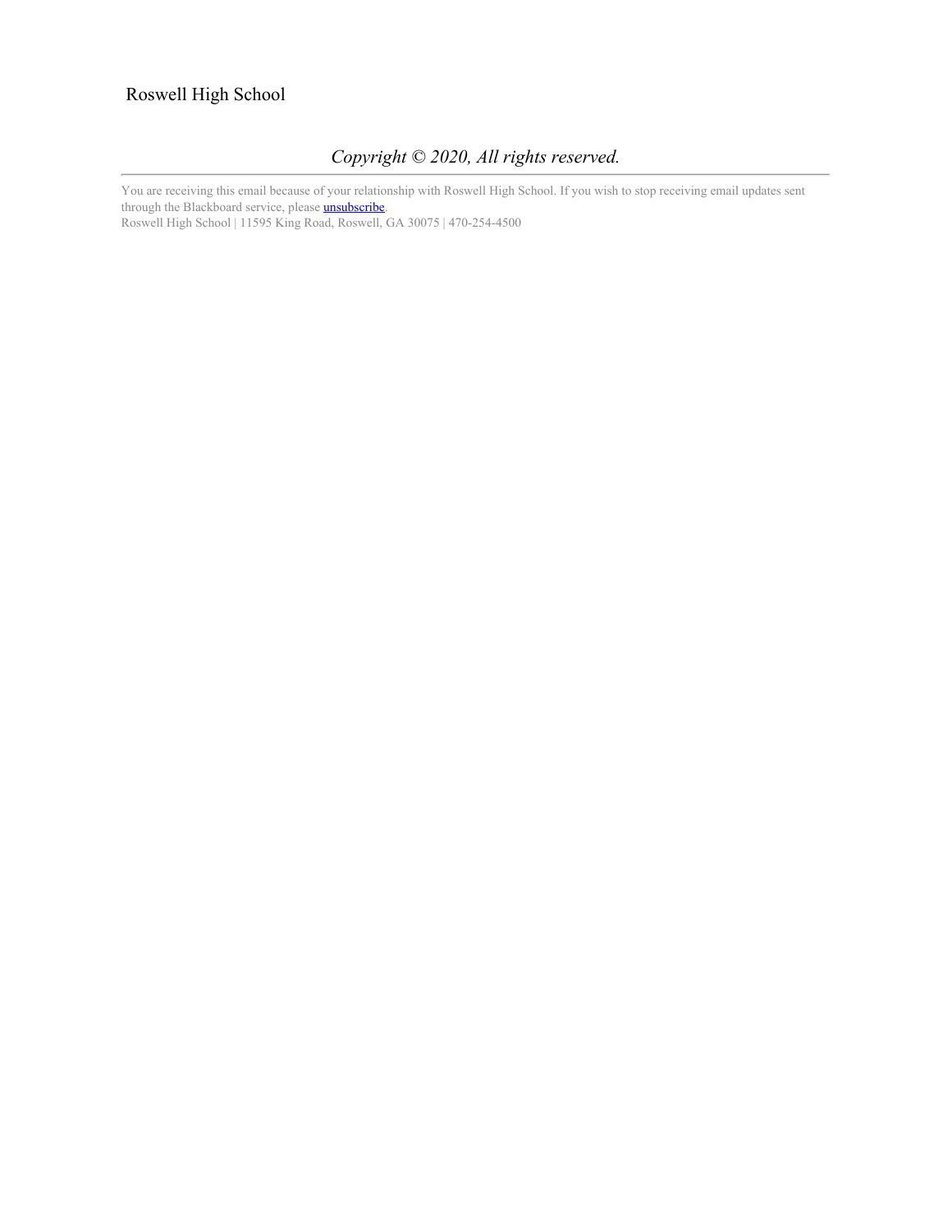Roswell High School

*Copyright © 2020, All rights reserved.*

---

You are receiving this email because of your relationship with Roswell High School. If you wish to stop receiving email updates sent through the Blackboard service, please unsubscribe.

Roswell High School | 11595 King Road, Roswell, GA 30075 | 470-254-4500